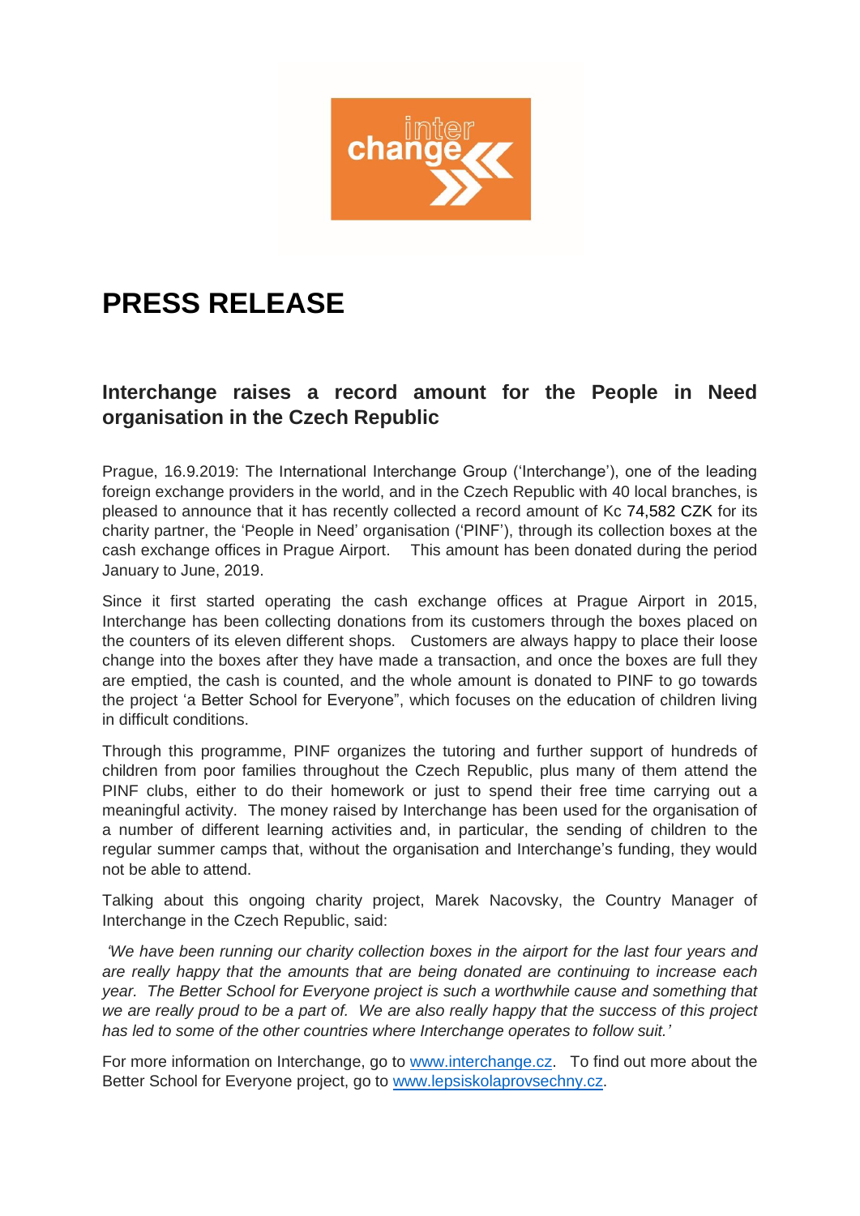# PRESS RELEASE

## Interchange raises a record amount for the People in Need organisation in the Czech Republic

Prague, 16.9.2019: The International Interchange Group ('Interchange'), one of the leading foreign exchange providers in the world, and in the Czech Republic with 40 local branches, is pleased to announce that it has recently collected a record amount of Kc 74,582 CZK for its charity partner, the 'People in Need' organisation ('PINF'), through its collection boxes at the cash exchange offices in Prague Airport. This amount has been donated during the period January to June, 2019.

Since it first started operating the cash exchange offices at Prague Airport in 2015, Interchange has been collecting donations from its customers through the boxes placed on the counters of its eleven different shops. Customers are always happy to place their loose change into the boxes after they have made a transaction, and once the boxes are full they are emptied, the cash is counted, and the whole amount is donated to PINF to go towards the project 'a Better School for Everyone", which focuses on the education of children living in difficult conditions.

Through this programme, PINF organizes the tutoring and further support of hundreds of children from poor families throughout the Czech Republic, plus many of them attend the PINF clubs, either to do their homework or just to spend their free time carrying out a meaningful activity. The money raised by Interchange has been used for the organisation of a number of different learning activities and, in particular, the sending of children to the regular summer camps that, without the organisation and Interchange's funding, they would not be able to attend.

Talking about this ongoing charity project, Marek Nacovsky, the Country Manager of Interchange in the Czech Republic, said:

*'We have been running our charity collection boxes in the airport for the last four years and are really happy that the amounts that are being donated are continuing to increase each year. The Better School for Everyone project is such a worthwhile cause and something that we are really proud to be a part of. We are also really happy that the success of this project has led to some of the other countries where Interchange operates to follow suit.'*

For more information on Interchange, go to www.interchange.cz. To find out more about the Better School for Everyone project, go to www.lepsiskolaprovsechny.cz.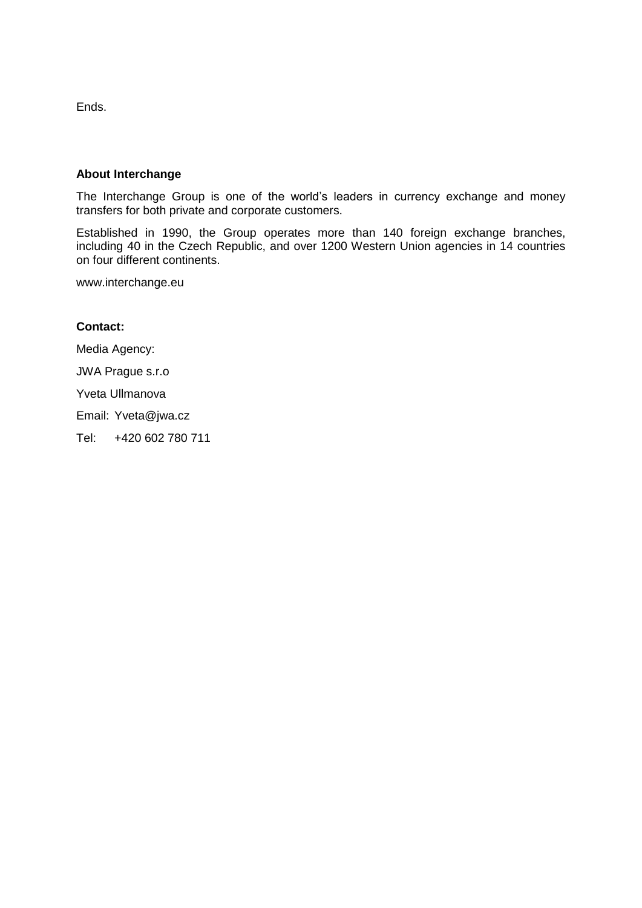Ends.

**About Interchange**

The Interchange Group is one of the world's leaders in currency exchange and money transfers for both private and corporate customers.

Established in 1990, the Group operates more than 140 foreign exchange branches, including 40 in the Czech Republic, and over 1200 Western Union agencies in 14 countries on four different continents.

www.interchange.eu

**Contact:**

Media Agency:

JWA Prague s.r.o

Yveta Ullmanova

Email: Yveta@jwa.cz

Tel: +420 602 780 711